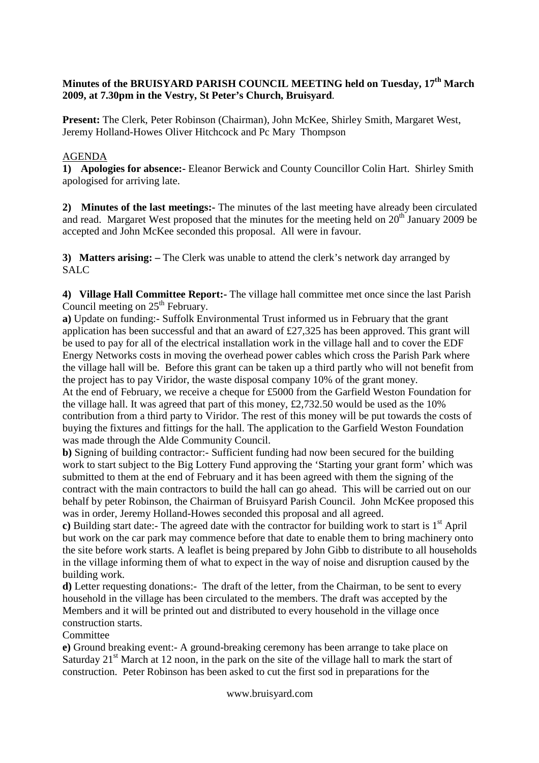**Minutes of the BRUISYARD PARISH COUNCIL MEETING held on Tuesday, 17th March 2009, at 7.30pm in the Vestry, St Peter's Church, Bruisyard**.

**Present:** The Clerk, Peter Robinson (Chairman), John McKee, Shirley Smith, Margaret West, Jeremy Holland-Howes Oliver Hitchcock and Pc Mary Thompson

AGENDA

**1) Apologies for absence:-** Eleanor Berwick and County Councillor Colin Hart. Shirley Smith apologised for arriving late.

**2) Minutes of the last meetings:-** The minutes of the last meeting have already been circulated and read. Margaret West proposed that the minutes for the meeting held on 20th January 2009 be accepted and John McKee seconded this proposal. All were in favour.

**3) Matters arising: –** The Clerk was unable to attend the clerk's network day arranged by SALC

**4) Village Hall Committee Report:-** The village hall committee met once since the last Parish Council meeting on 25th February.

**a)** Update on funding:- Suffolk Environmental Trust informed us in February that the grant application has been successful and that an award of £27,325 has been approved. This grant will be used to pay for all of the electrical installation work in the village hall and to cover the EDF Energy Networks costs in moving the overhead power cables which cross the Parish Park where the village hall will be. Before this grant can be taken up a third partly who will not benefit from the project has to pay Viridor, the waste disposal company 10% of the grant money.

At the end of February, we receive a cheque for £5000 from the Garfield Weston Foundation for the village hall. It was agreed that part of this money, £2,732.50 would be used as the 10% contribution from a third party to Viridor. The rest of this money will be put towards the costs of buying the fixtures and fittings for the hall. The application to the Garfield Weston Foundation was made through the Alde Community Council.

**b)** Signing of building contractor:- Sufficient funding had now been secured for the building work to start subject to the Big Lottery Fund approving the 'Starting your grant form' which was submitted to them at the end of February and it has been agreed with them the signing of the contract with the main contractors to build the hall can go ahead. This will be carried out on our behalf by peter Robinson, the Chairman of Bruisyard Parish Council. John McKee proposed this was in order, Jeremy Holland-Howes seconded this proposal and all agreed.

**c)** Building start date:- The agreed date with the contractor for building work to start is 1st April but work on the car park may commence before that date to enable them to bring machinery onto the site before work starts. A leaflet is being prepared by John Gibb to distribute to all households in the village informing them of what to expect in the way of noise and disruption caused by the building work.

**d)** Letter requesting donations:- The draft of the letter, from the Chairman, to be sent to every household in the village has been circulated to the members. The draft was accepted by the Members and it will be printed out and distributed to every household in the village once construction starts.

Committee

**e)** Ground breaking event:- A ground-breaking ceremony has been arrange to take place on Saturday 21st March at 12 noon, in the park on the site of the village hall to mark the start of construction. Peter Robinson has been asked to cut the first sod in preparations for the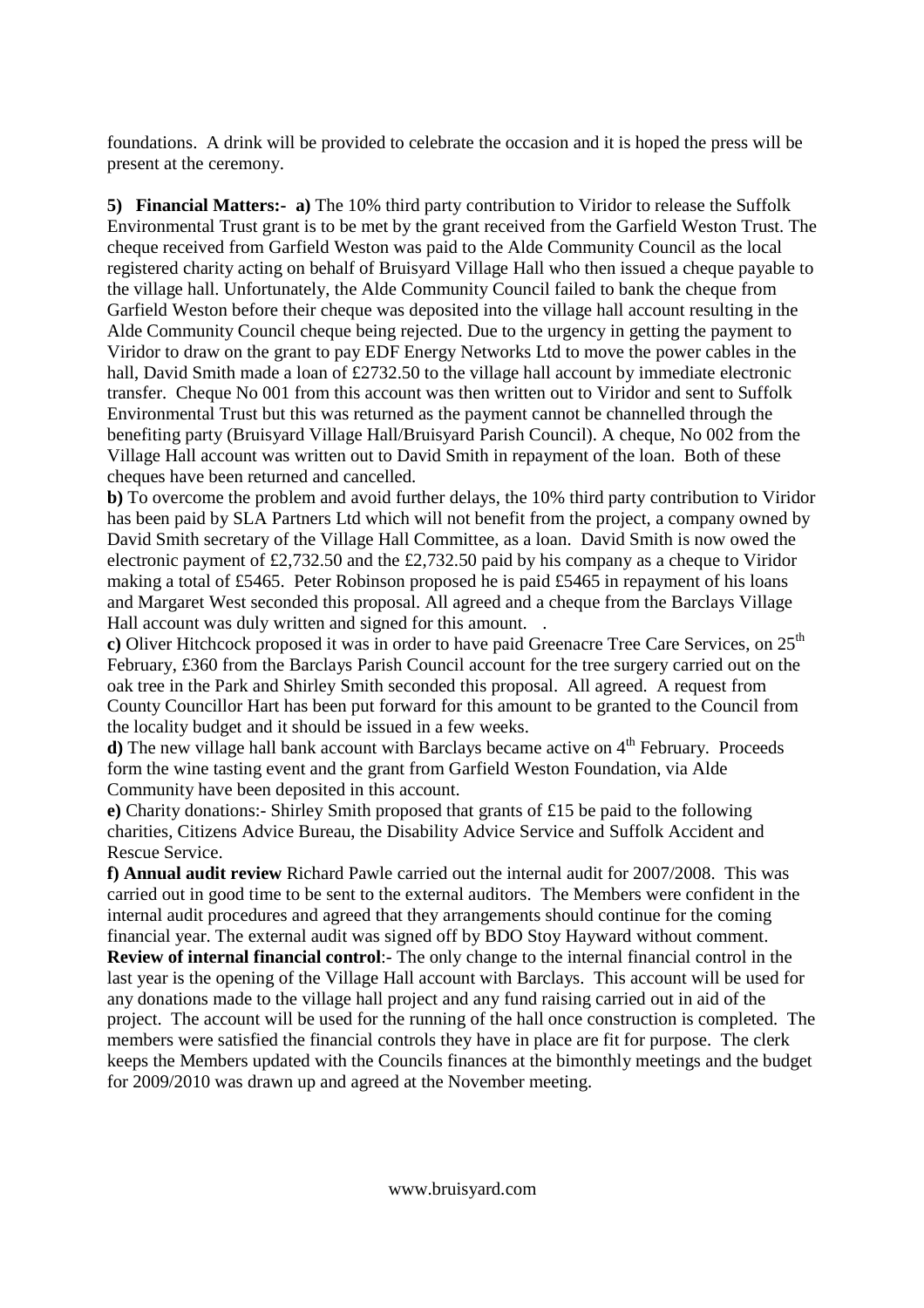foundations. A drink will be provided to celebrate the occasion and it is hoped the press will be present at the ceremony.

**5) Financial Matters:- a)** The 10% third party contribution to Viridor to release the Suffolk Environmental Trust grant is to be met by the grant received from the Garfield Weston Trust. The cheque received from Garfield Weston was paid to the Alde Community Council as the local registered charity acting on behalf of Bruisyard Village Hall who then issued a cheque payable to the village hall. Unfortunately, the Alde Community Council failed to bank the cheque from Garfield Weston before their cheque was deposited into the village hall account resulting in the Alde Community Council cheque being rejected. Due to the urgency in getting the payment to Viridor to draw on the grant to pay EDF Energy Networks Ltd to move the power cables in the hall, David Smith made a loan of £2732.50 to the village hall account by immediate electronic transfer. Cheque No 001 from this account was then written out to Viridor and sent to Suffolk Environmental Trust but this was returned as the payment cannot be channelled through the benefiting party (Bruisyard Village Hall/Bruisyard Parish Council). A cheque, No 002 from the Village Hall account was written out to David Smith in repayment of the loan. Both of these cheques have been returned and cancelled.

**b)** To overcome the problem and avoid further delays, the 10% third party contribution to Viridor has been paid by SLA Partners Ltd which will not benefit from the project, a company owned by David Smith secretary of the Village Hall Committee, as a loan. David Smith is now owed the electronic payment of £2,732.50 and the £2,732.50 paid by his company as a cheque to Viridor making a total of £5465. Peter Robinson proposed he is paid £5465 in repayment of his loans and Margaret West seconded this proposal. All agreed and a cheque from the Barclays Village Hall account was duly written and signed for this amount. .

**c)** Oliver Hitchcock proposed it was in order to have paid Greenacre Tree Care Services, on 25th February, £360 from the Barclays Parish Council account for the tree surgery carried out on the oak tree in the Park and Shirley Smith seconded this proposal. All agreed. A request from County Councillor Hart has been put forward for this amount to be granted to the Council from the locality budget and it should be issued in a few weeks.

**d)** The new village hall bank account with Barclays became active on 4th February. Proceeds form the wine tasting event and the grant from Garfield Weston Foundation, via Alde Community have been deposited in this account.

**e)** Charity donations:- Shirley Smith proposed that grants of £15 be paid to the following charities, Citizens Advice Bureau, the Disability Advice Service and Suffolk Accident and Rescue Service.

**f) Annual audit review** Richard Pawle carried out the internal audit for 2007/2008. This was carried out in good time to be sent to the external auditors. The Members were confident in the internal audit procedures and agreed that they arrangements should continue for the coming financial year. The external audit was signed off by BDO Stoy Hayward without comment.

**Review of internal financial control**:- The only change to the internal financial control in the last year is the opening of the Village Hall account with Barclays. This account will be used for any donations made to the village hall project and any fund raising carried out in aid of the project. The account will be used for the running of the hall once construction is completed. The members were satisfied the financial controls they have in place are fit for purpose. The clerk keeps the Members updated with the Councils finances at the bimonthly meetings and the budget for 2009/2010 was drawn up and agreed at the November meeting.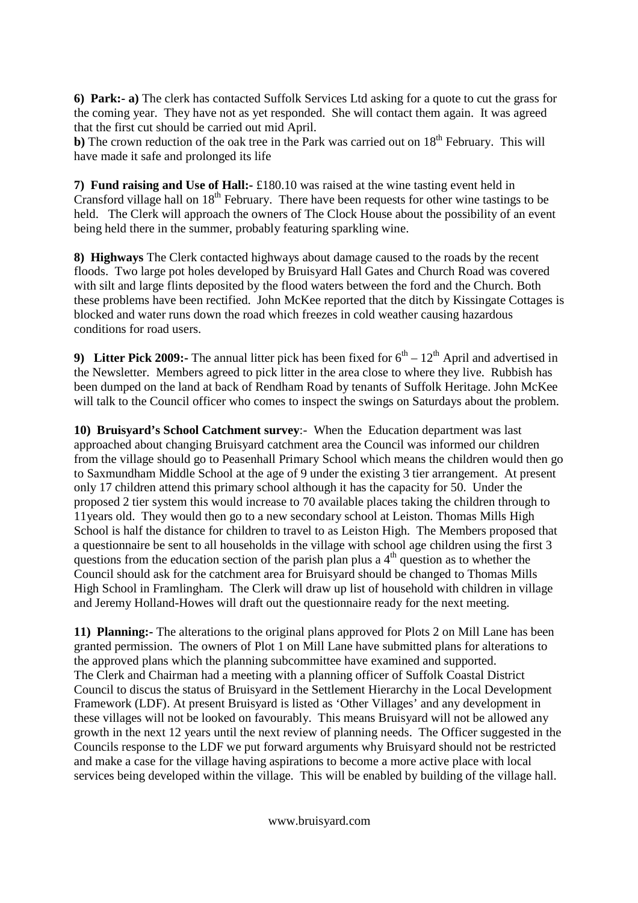**6) Park:- a)** The clerk has contacted Suffolk Services Ltd asking for a quote to cut the grass for the coming year. They have not as yet responded. She will contact them again. It was agreed that the first cut should be carried out mid April.

**b)** The crown reduction of the oak tree in the Park was carried out on 18th February. This will have made it safe and prolonged its life

**7) Fund raising and Use of Hall:-** £180.10 was raised at the wine tasting event held in Cransford village hall on 18th February. There have been requests for other wine tastings to be held. The Clerk will approach the owners of The Clock House about the possibility of an event being held there in the summer, probably featuring sparkling wine.

**8) Highways** The Clerk contacted highways about damage caused to the roads by the recent floods. Two large pot holes developed by Bruisyard Hall Gates and Church Road was covered with silt and large flints deposited by the flood waters between the ford and the Church. Both these problems have been rectified. John McKee reported that the ditch by Kissingate Cottages is blocked and water runs down the road which freezes in cold weather causing hazardous conditions for road users.

**9) Litter Pick 2009:-** The annual litter pick has been fixed for 6th – 12th April and advertised in the Newsletter. Members agreed to pick litter in the area close to where they live. Rubbish has been dumped on the land at back of Rendham Road by tenants of Suffolk Heritage. John McKee will talk to the Council officer who comes to inspect the swings on Saturdays about the problem.

**10) Bruisyard's School Catchment survey**:- When the Education department was last approached about changing Bruisyard catchment area the Council was informed our children from the village should go to Peasenhall Primary School which means the children would then go to Saxmundham Middle School at the age of 9 under the existing 3 tier arrangement. At present only 17 children attend this primary school although it has the capacity for 50. Under the proposed 2 tier system this would increase to 70 available places taking the children through to 11years old. They would then go to a new secondary school at Leiston. Thomas Mills High School is half the distance for children to travel to as Leiston High. The Members proposed that a questionnaire be sent to all households in the village with school age children using the first 3 questions from the education section of the parish plan plus a 4th question as to whether the Council should ask for the catchment area for Bruisyard should be changed to Thomas Mills High School in Framlingham. The Clerk will draw up list of household with children in village and Jeremy Holland-Howes will draft out the questionnaire ready for the next meeting.

**11) Planning:-** The alterations to the original plans approved for Plots 2 on Mill Lane has been granted permission. The owners of Plot 1 on Mill Lane have submitted plans for alterations to the approved plans which the planning subcommittee have examined and supported.
The Clerk and Chairman had a meeting with a planning officer of Suffolk Coastal District Council to discus the status of Bruisyard in the Settlement Hierarchy in the Local Development Framework (LDF). At present Bruisyard is listed as 'Other Villages' and any development in these villages will not be looked on favourably. This means Bruisyard will not be allowed any growth in the next 12 years until the next review of planning needs. The Officer suggested in the Councils response to the LDF we put forward arguments why Bruisyard should not be restricted and make a case for the village having aspirations to become a more active place with local services being developed within the village. This will be enabled by building of the village hall.

www.bruisyard.com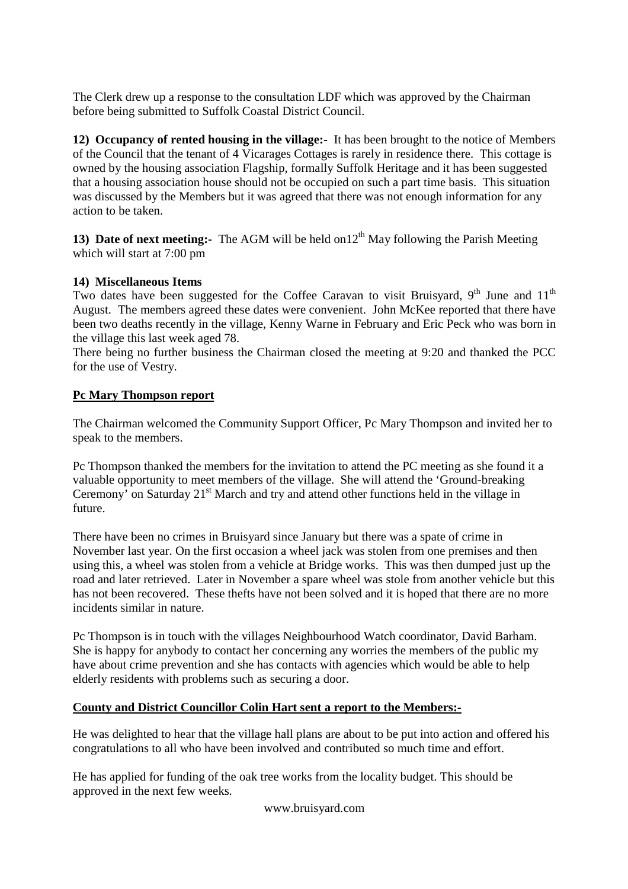The Clerk drew up a response to the consultation LDF which was approved by the Chairman before being submitted to Suffolk Coastal District Council.

**12) Occupancy of rented housing in the village:-** It has been brought to the notice of Members of the Council that the tenant of 4 Vicarages Cottages is rarely in residence there. This cottage is owned by the housing association Flagship, formally Suffolk Heritage and it has been suggested that a housing association house should not be occupied on such a part time basis. This situation was discussed by the Members but it was agreed that there was not enough information for any action to be taken.

**13) Date of next meeting:-** The AGM will be held on12th May following the Parish Meeting which will start at 7:00 pm

**14) Miscellaneous Items**

Two dates have been suggested for the Coffee Caravan to visit Bruisyard, 9th June and 11th August. The members agreed these dates were convenient. John McKee reported that there have been two deaths recently in the village, Kenny Warne in February and Eric Peck who was born in the village this last week aged 78.

There being no further business the Chairman closed the meeting at 9:20 and thanked the PCC for the use of Vestry.

**Pc Mary Thompson report**

The Chairman welcomed the Community Support Officer, Pc Mary Thompson and invited her to speak to the members.

Pc Thompson thanked the members for the invitation to attend the PC meeting as she found it a valuable opportunity to meet members of the village. She will attend the 'Ground-breaking Ceremony' on Saturday 21st March and try and attend other functions held in the village in future.

There have been no crimes in Bruisyard since January but there was a spate of crime in November last year. On the first occasion a wheel jack was stolen from one premises and then using this, a wheel was stolen from a vehicle at Bridge works. This was then dumped just up the road and later retrieved. Later in November a spare wheel was stole from another vehicle but this has not been recovered. These thefts have not been solved and it is hoped that there are no more incidents similar in nature.

Pc Thompson is in touch with the villages Neighbourhood Watch coordinator, David Barham. She is happy for anybody to contact her concerning any worries the members of the public my have about crime prevention and she has contacts with agencies which would be able to help elderly residents with problems such as securing a door.

**County and District Councillor Colin Hart sent a report to the Members:-**

He was delighted to hear that the village hall plans are about to be put into action and offered his congratulations to all who have been involved and contributed so much time and effort.

He has applied for funding of the oak tree works from the locality budget. This should be approved in the next few weeks.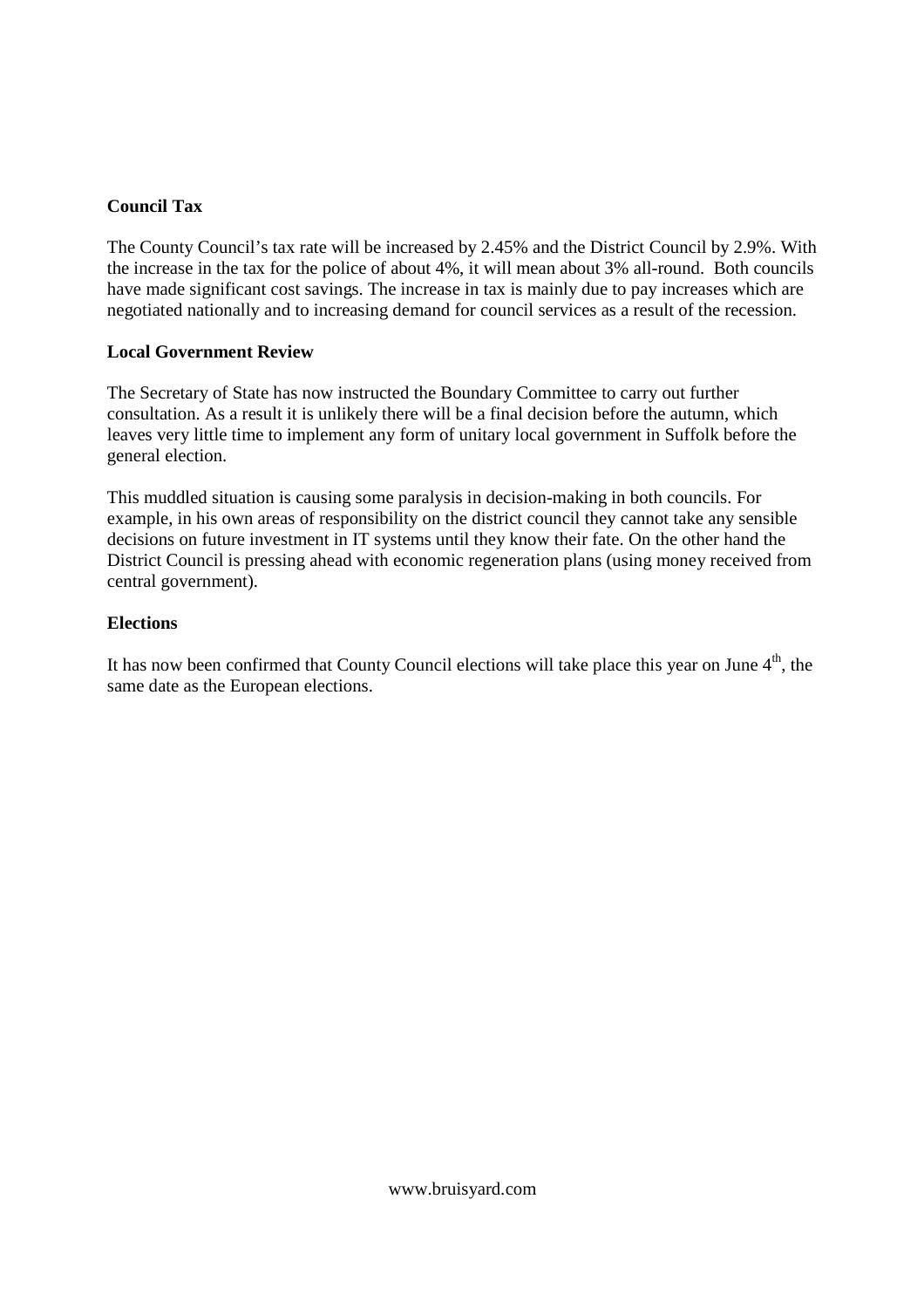**Council Tax**

The County Council's tax rate will be increased by 2.45% and the District Council by 2.9%. With the increase in the tax for the police of about 4%, it will mean about 3% all-round. Both councils have made significant cost savings. The increase in tax is mainly due to pay increases which are negotiated nationally and to increasing demand for council services as a result of the recession.

**Local Government Review**

The Secretary of State has now instructed the Boundary Committee to carry out further consultation. As a result it is unlikely there will be a final decision before the autumn, which leaves very little time to implement any form of unitary local government in Suffolk before the general election.

This muddled situation is causing some paralysis in decision-making in both councils. For example, in his own areas of responsibility on the district council they cannot take any sensible decisions on future investment in IT systems until they know their fate. On the other hand the District Council is pressing ahead with economic regeneration plans (using money received from central government).

**Elections**

It has now been confirmed that County Council elections will take place this year on June 4th, the same date as the European elections.

www.bruisyard.com